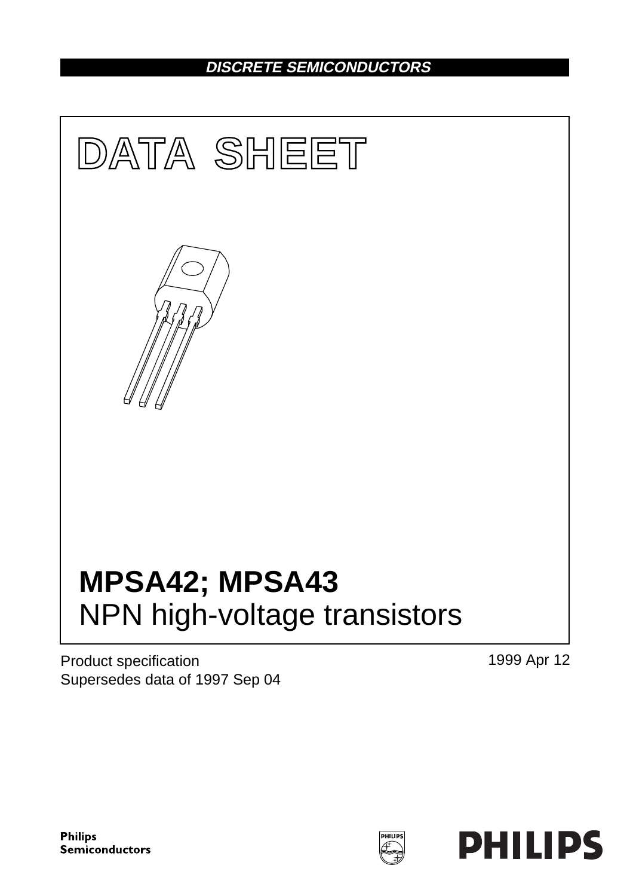DISCRETE SEMICONDUCTORS

# DATA SHEET

# MPSA42; MPSA43

## NPN high-voltage transistors

Product specification
Supersedes data of 1997 Sep 04

1999 Apr 12

Philips Semiconductors

PHILIPS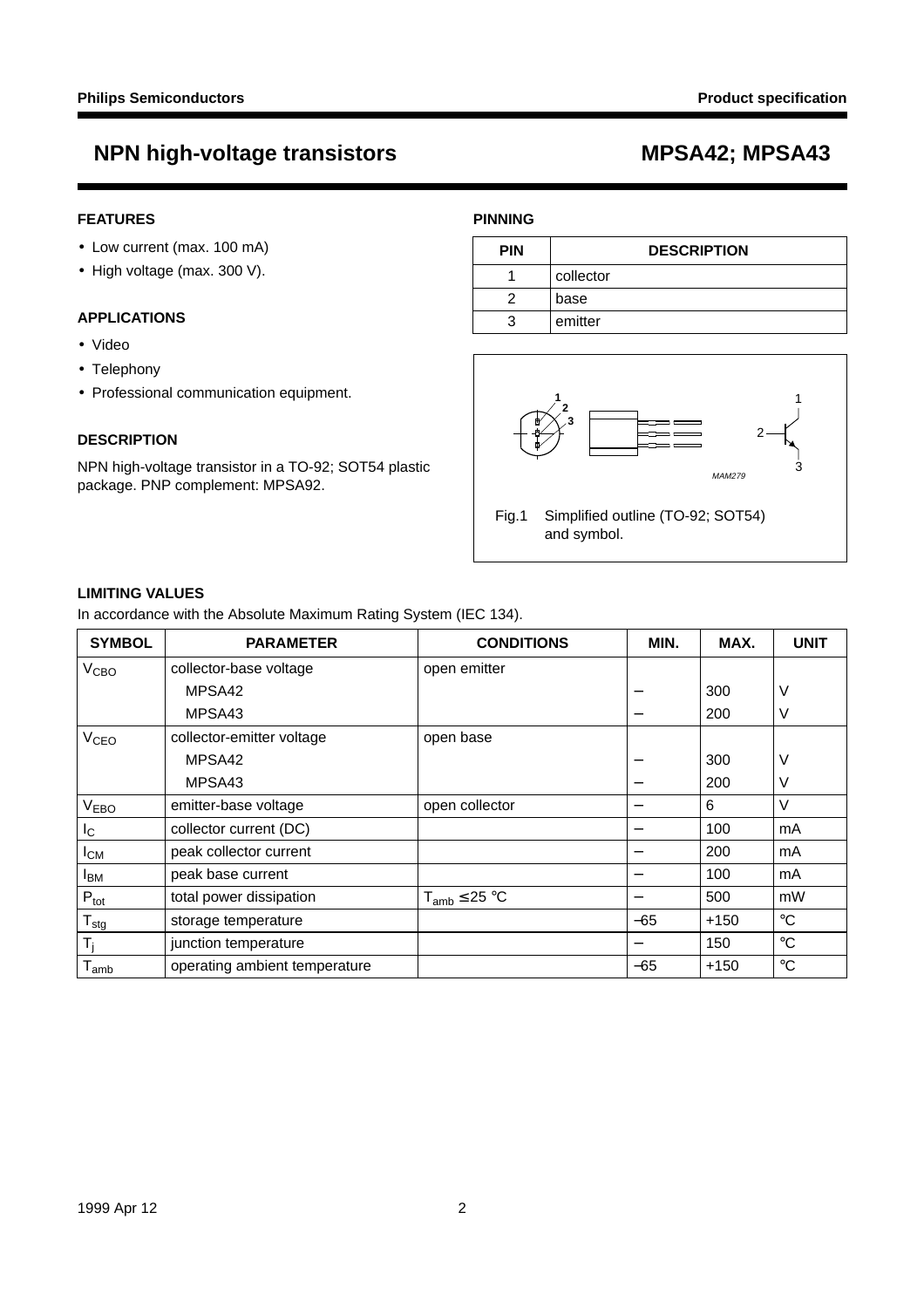# NPN high-voltage transistors — MPSA42; MPSA43

## FEATURES

- Low current (max. 100 mA)
- High voltage (max. 300 V).

## APPLICATIONS

- Video
- Telephony
- Professional communication equipment.

## DESCRIPTION

NPN high-voltage transistor in a TO-92; SOT54 plastic package. PNP complement: MPSA92.

## PINNING

| PIN | DESCRIPTION |
|---|---|
| 1 | collector |
| 2 | base |
| 3 | emitter |

Fig.1 Simplified outline (TO-92; SOT54) and symbol.

## LIMITING VALUES

In accordance with the Absolute Maximum Rating System (IEC 134).

| SYMBOL | PARAMETER | CONDITIONS | MIN. | MAX. | UNIT |
|---|---|---|---|---|---|
| $V_{CBO}$ | collector-base voltage | open emitter | | | |
| | MPSA42 | | – | 300 | V |
| | MPSA43 | | – | 200 | V |
| $V_{CEO}$ | collector-emitter voltage | open base | | | |
| | MPSA42 | | – | 300 | V |
| | MPSA43 | | – | 200 | V |
| $V_{EBO}$ | emitter-base voltage | open collector | – | 6 | V |
| $I_C$ | collector current (DC) | | – | 100 | mA |
| $I_{CM}$ | peak collector current | | – | 200 | mA |
| $I_{BM}$ | peak base current | | – | 100 | mA |
| $P_{tot}$ | total power dissipation | $T_{amb} \leq 25$ °C | – | 500 | mW |
| $T_{stg}$ | storage temperature | | –65 | +150 | °C |
| $T_j$ | junction temperature | | – | 150 | °C |
| $T_{amb}$ | operating ambient temperature | | –65 | +150 | °C |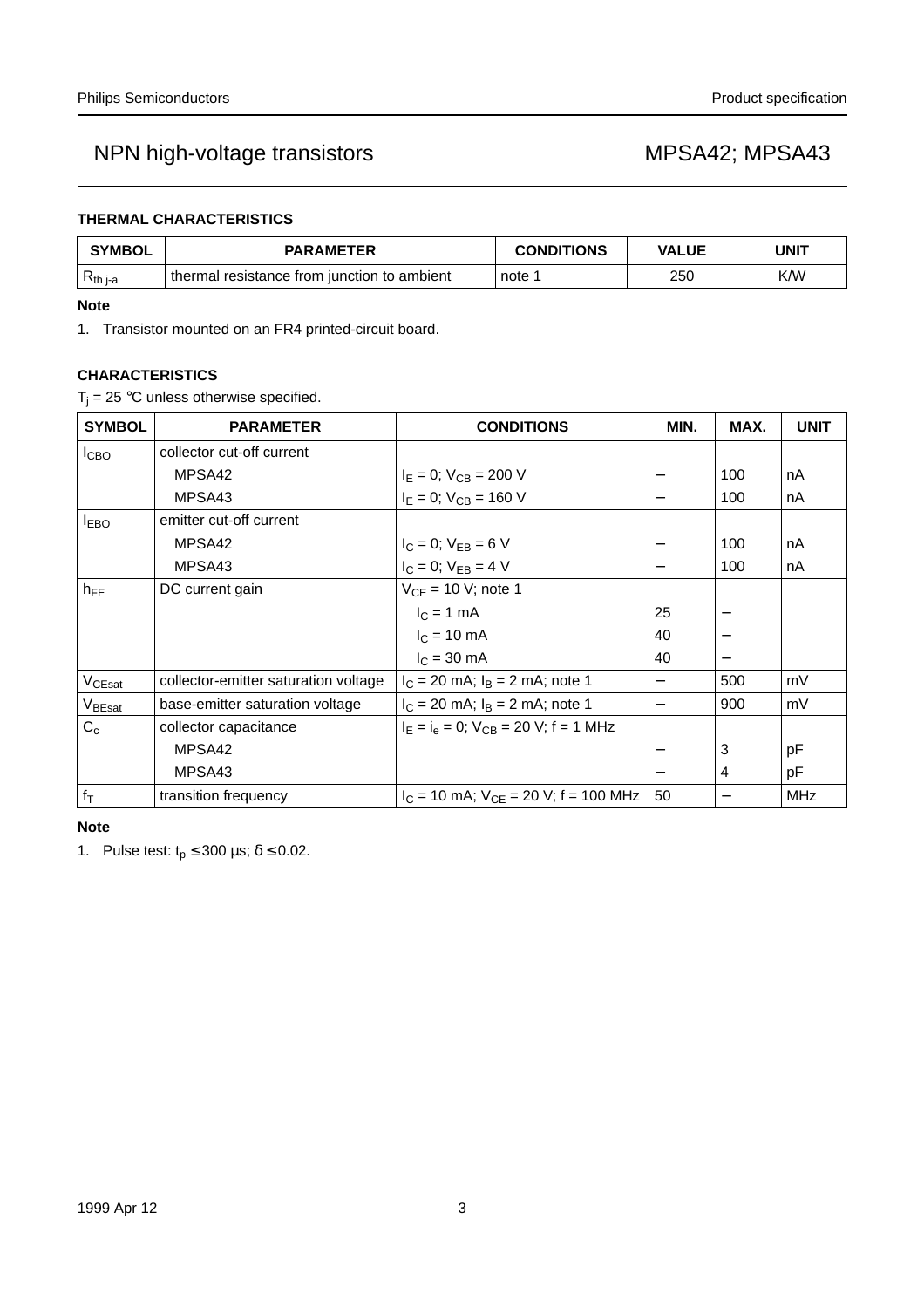### THERMAL CHARACTERISTICS

| SYMBOL | PARAMETER | CONDITIONS | VALUE | UNIT |
|---|---|---|---|---|
| $R_{th\ j\text{-}a}$ | thermal resistance from junction to ambient | note 1 | 250 | K/W |

**Note**

1. Transistor mounted on an FR4 printed-circuit board.

### CHARACTERISTICS

$T_j$ = 25 °C unless otherwise specified.

| SYMBOL | PARAMETER | CONDITIONS | MIN. | MAX. | UNIT |
|---|---|---|---|---|---|
| $I_{CBO}$ | collector cut-off current | | | | |
| | MPSA42 | $I_E$ = 0; $V_{CB}$ = 200 V | − | 100 | nA |
| | MPSA43 | $I_E$ = 0; $V_{CB}$ = 160 V | − | 100 | nA |
| $I_{EBO}$ | emitter cut-off current | | | | |
| | MPSA42 | $I_C$ = 0; $V_{EB}$ = 6 V | − | 100 | nA |
| | MPSA43 | $I_C$ = 0; $V_{EB}$ = 4 V | − | 100 | nA |
| $h_{FE}$ | DC current gain | $V_{CE}$ = 10 V; note 1 | | | |
| | | $I_C$ = 1 mA | 25 | − | |
| | | $I_C$ = 10 mA | 40 | − | |
| | | $I_C$ = 30 mA | 40 | − | |
| $V_{CEsat}$ | collector-emitter saturation voltage | $I_C$ = 20 mA; $I_B$ = 2 mA; note 1 | − | 500 | mV |
| $V_{BEsat}$ | base-emitter saturation voltage | $I_C$ = 20 mA; $I_B$ = 2 mA; note 1 | − | 900 | mV |
| $C_c$ | collector capacitance | $I_E = i_e$ = 0; $V_{CB}$ = 20 V; f = 1 MHz | | | |
| | MPSA42 | | − | 3 | pF |
| | MPSA43 | | − | 4 | pF |
| $f_T$ | transition frequency | $I_C$ = 10 mA; $V_{CE}$ = 20 V; f = 100 MHz | 50 | − | MHz |

**Note**

1. Pulse test: $t_p \leq 300$ μs; $\delta \leq 0.02$.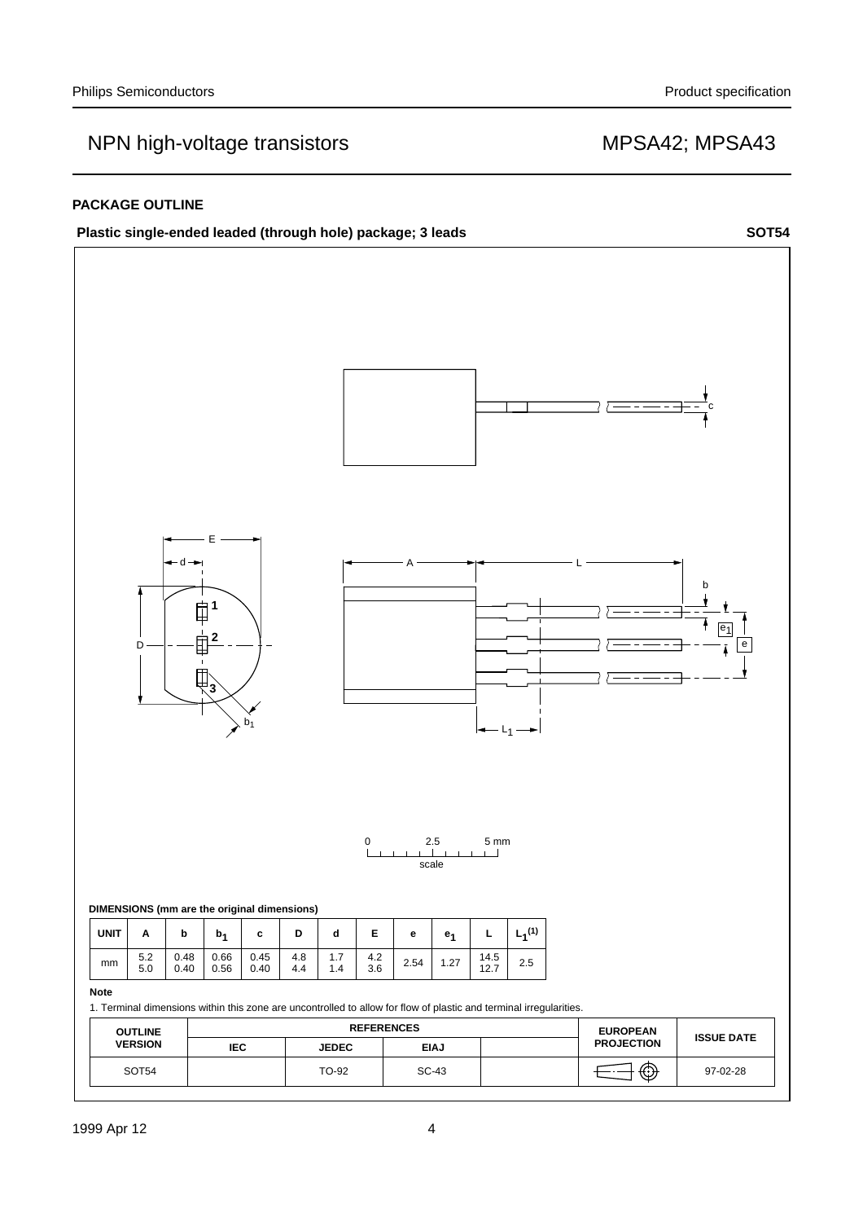## PACKAGE OUTLINE

**Plastic single-ended leaded (through hole) package; 3 leads** **SOT54**

**DIMENSIONS (mm are the original dimensions)**

| UNIT | A | b | $b_1$ | c | D | d | E | e | $e_1$ | L | $L_1^{(1)}$ |
|---|---|---|---|---|---|---|---|---|---|---|---|
| mm | 5.2<br>5.0 | 0.48<br>0.40 | 0.66<br>0.56 | 0.45<br>0.40 | 4.8<br>4.4 | 1.7<br>1.4 | 4.2<br>3.6 | 2.54 | 1.27 | 14.5<br>12.7 | 2.5 |

**Note**

1. Terminal dimensions within this zone are uncontrolled to allow for flow of plastic and terminal irregularities.

| OUTLINE VERSION | REFERENCES | | | | EUROPEAN PROJECTION | ISSUE DATE |
|---|---|---|---|---|---|---|
| | IEC | JEDEC | EIAJ | | | |
| SOT54 | | TO-92 | SC-43 | | | 97-02-28 |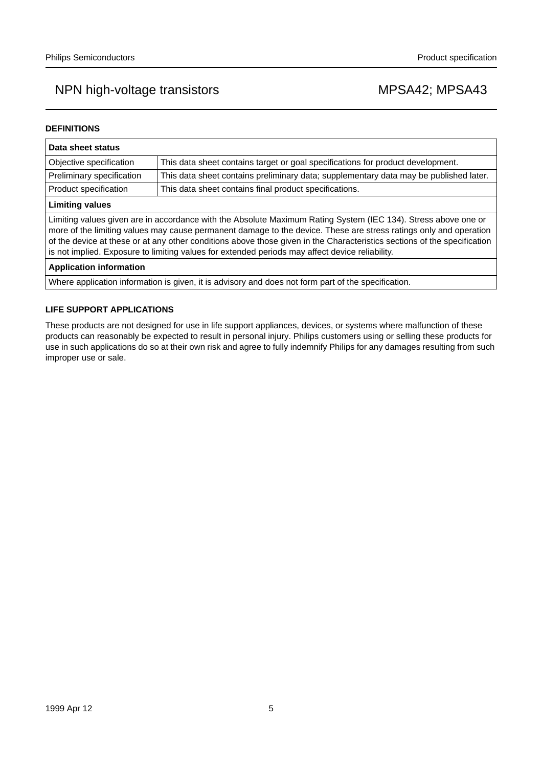## DEFINITIONS

| Data sheet status | |
|---|---|
| Objective specification | This data sheet contains target or goal specifications for product development. |
| Preliminary specification | This data sheet contains preliminary data; supplementary data may be published later. |
| Product specification | This data sheet contains final product specifications. |
| **Limiting values** | |
| Limiting values given are in accordance with the Absolute Maximum Rating System (IEC 134). Stress above one or more of the limiting values may cause permanent damage to the device. These are stress ratings only and operation of the device at these or at any other conditions above those given in the Characteristics sections of the specification is not implied. Exposure to limiting values for extended periods may affect device reliability. | |
| **Application information** | |
| Where application information is given, it is advisory and does not form part of the specification. | |

## LIFE SUPPORT APPLICATIONS

These products are not designed for use in life support appliances, devices, or systems where malfunction of these products can reasonably be expected to result in personal injury. Philips customers using or selling these products for use in such applications do so at their own risk and agree to fully indemnify Philips for any damages resulting from such improper use or sale.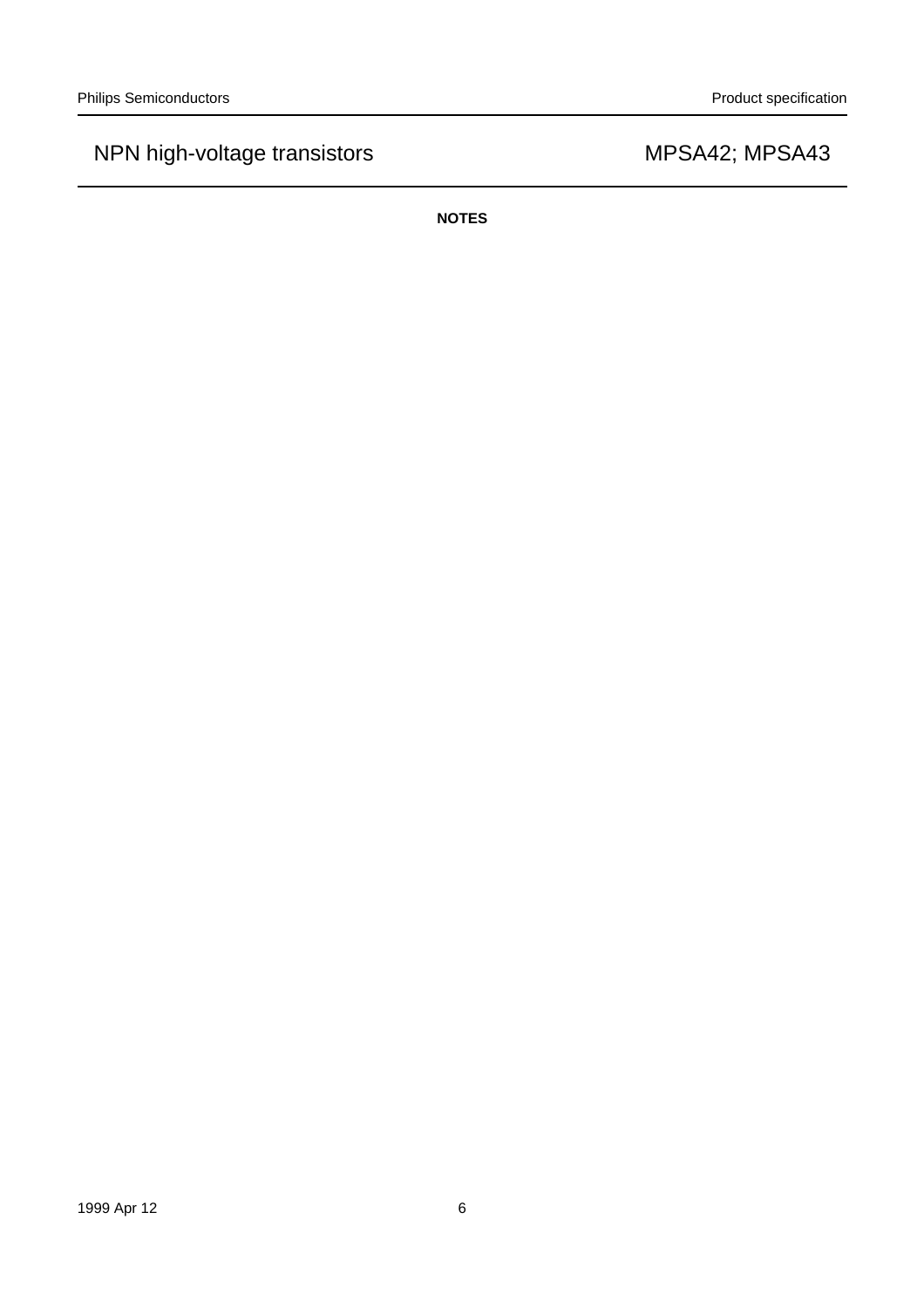**NOTES**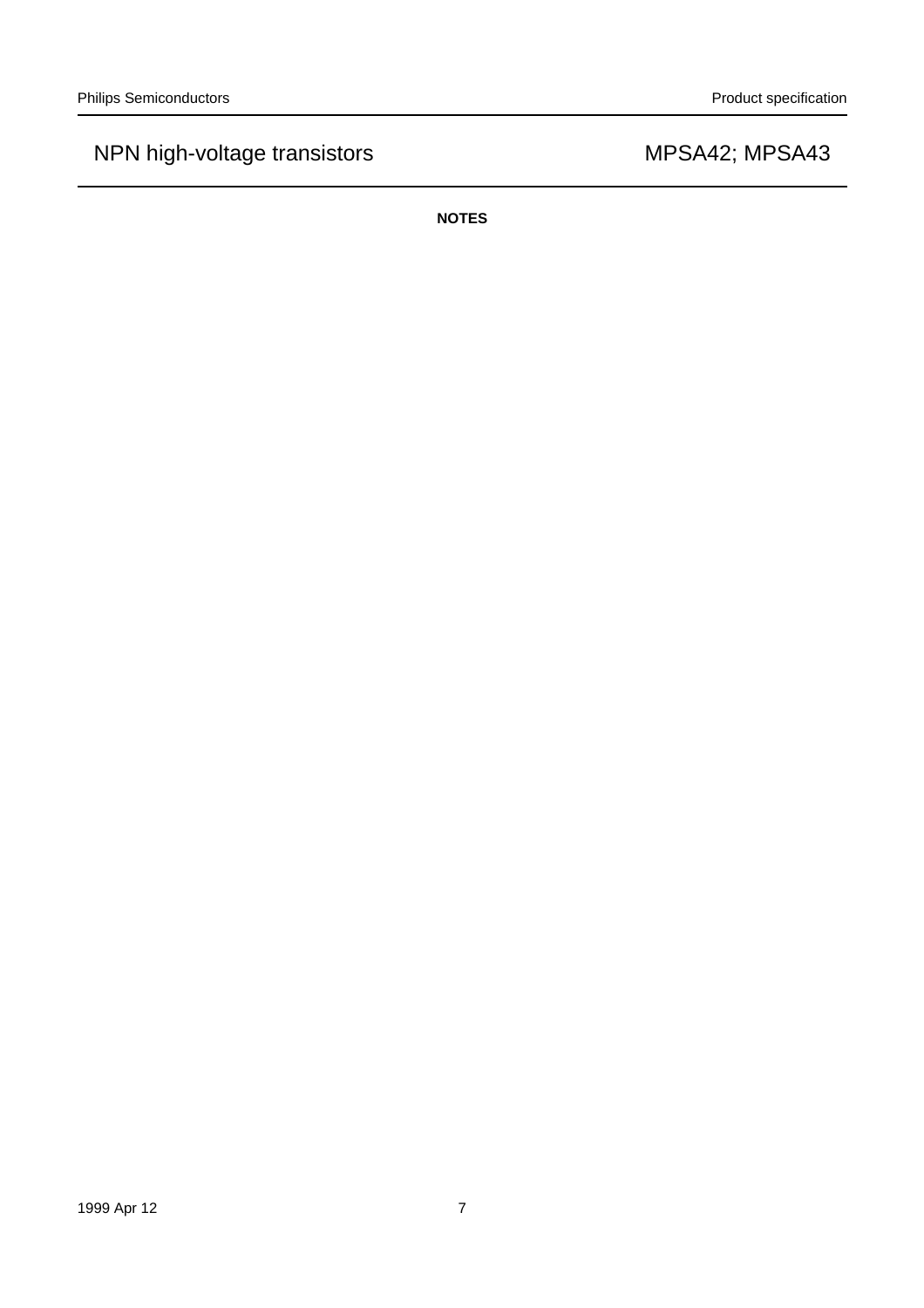**NOTES**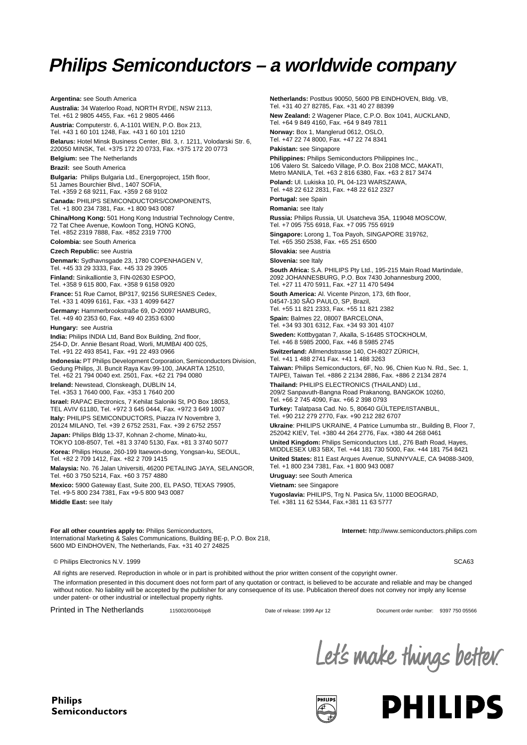# Philips Semiconductors – a worldwide company

**Argentina:** see South America

**Australia:** 34 Waterloo Road, NORTH RYDE, NSW 2113, Tel. +61 2 9805 4455, Fax. +61 2 9805 4466

**Austria:** Computerstr. 6, A-1101 WIEN, P.O. Box 213, Tel. +43 1 60 101 1248, Fax. +43 1 60 101 1210

**Belarus:** Hotel Minsk Business Center, Bld. 3, r. 1211, Volodarski Str. 6, 220050 MINSK, Tel. +375 172 20 0733, Fax. +375 172 20 0773

**Belgium:** see The Netherlands

**Brazil:** see South America

**Bulgaria:** Philips Bulgaria Ltd., Energoproject, 15th floor, 51 James Bourchier Blvd., 1407 SOFIA, Tel. +359 2 68 9211, Fax. +359 2 68 9102

**Canada:** PHILIPS SEMICONDUCTORS/COMPONENTS, Tel. +1 800 234 7381, Fax. +1 800 943 0087

**China/Hong Kong:** 501 Hong Kong Industrial Technology Centre, 72 Tat Chee Avenue, Kowloon Tong, HONG KONG, Tel. +852 2319 7888, Fax. +852 2319 7700

**Colombia:** see South America

**Czech Republic:** see Austria

**Denmark:** Sydhavnsgade 23, 1780 COPENHAGEN V, Tel. +45 33 29 3333, Fax. +45 33 29 3905

**Finland:** Sinikalliontie 3, FIN-02630 ESPOO, Tel. +358 9 615 800, Fax. +358 9 6158 0920

**France:** 51 Rue Carnot, BP317, 92156 SURESNES Cedex, Tel. +33 1 4099 6161, Fax. +33 1 4099 6427

**Germany:** Hammerbrookstraße 69, D-20097 HAMBURG, Tel. +49 40 2353 60, Fax. +49 40 2353 6300

**Hungary:** see Austria

**India:** Philips INDIA Ltd, Band Box Building, 2nd floor, 254-D, Dr. Annie Besant Road, Worli, MUMBAI 400 025, Tel. +91 22 493 8541, Fax. +91 22 493 0966

**Indonesia:** PT Philips Development Corporation, Semiconductors Division, Gedung Philips, Jl. Buncit Raya Kav.99-100, JAKARTA 12510, Tel. +62 21 794 0040 ext. 2501, Fax. +62 21 794 0080

**Ireland:** Newstead, Clonskeagh, DUBLIN 14, Tel. +353 1 7640 000, Fax. +353 1 7640 200

**Israel:** RAPAC Electronics, 7 Kehilat Saloniki St, PO Box 18053, TEL AVIV 61180, Tel. +972 3 645 0444, Fax. +972 3 649 1007

**Italy:** PHILIPS SEMICONDUCTORS, Piazza IV Novembre 3, 20124 MILANO, Tel. +39 2 6752 2531, Fax. +39 2 6752 2557

**Japan:** Philips Bldg 13-37, Kohnan 2-chome, Minato-ku, TOKYO 108-8507, Tel. +81 3 3740 5130, Fax. +81 3 3740 5077

**Korea:** Philips House, 260-199 Itaewon-dong, Yongsan-ku, SEOUL, Tel. +82 2 709 1412, Fax. +82 2 709 1415

**Malaysia:** No. 76 Jalan Universiti, 46200 PETALING JAYA, SELANGOR, Tel. +60 3 750 5214, Fax. +60 3 757 4880

**Mexico:** 5900 Gateway East, Suite 200, EL PASO, TEXAS 79905, Tel. +9-5 800 234 7381, Fax +9-5 800 943 0087

**Middle East:** see Italy

**Netherlands:** Postbus 90050, 5600 PB EINDHOVEN, Bldg. VB, Tel. +31 40 27 82785, Fax. +31 40 27 88399

**New Zealand:** 2 Wagener Place, C.P.O. Box 1041, AUCKLAND, Tel. +64 9 849 4160, Fax. +64 9 849 7811

**Norway:** Box 1, Manglerud 0612, OSLO, Tel. +47 22 74 8000, Fax. +47 22 74 8341

**Pakistan:** see Singapore

**Philippines:** Philips Semiconductors Philippines Inc., 106 Valero St. Salcedo Village, P.O. Box 2108 MCC, MAKATI, Metro MANILA, Tel. +63 2 816 6380, Fax. +63 2 817 3474

**Poland:** Ul. Lukiska 10, PL 04-123 WARSZAWA, Tel. +48 22 612 2831, Fax. +48 22 612 2327

**Portugal:** see Spain

**Romania:** see Italy

**Russia:** Philips Russia, Ul. Usatcheva 35A, 119048 MOSCOW, Tel. +7 095 755 6918, Fax. +7 095 755 6919

**Singapore:** Lorong 1, Toa Payoh, SINGAPORE 319762, Tel. +65 350 2538, Fax. +65 251 6500

**Slovakia:** see Austria

**Slovenia:** see Italy

**South Africa:** S.A. PHILIPS Pty Ltd., 195-215 Main Road Martindale, 2092 JOHANNESBURG, P.O. Box 7430 Johannesburg 2000, Tel. +27 11 470 5911, Fax. +27 11 470 5494

**South America:** Al. Vicente Pinzon, 173, 6th floor, 04547-130 SÃO PAULO, SP, Brazil, Tel. +55 11 821 2333, Fax. +55 11 821 2382

**Spain:** Balmes 22, 08007 BARCELONA, Tel. +34 93 301 6312, Fax. +34 93 301 4107

**Sweden:** Kottbygatan 7, Akalla, S-16485 STOCKHOLM, Tel. +46 8 5985 2000, Fax. +46 8 5985 2745

**Switzerland:** Allmendstrasse 140, CH-8027 ZÜRICH, Tel. +41 1 488 2741 Fax. +41 1 488 3263

**Taiwan:** Philips Semiconductors, 6F, No. 96, Chien Kuo N. Rd., Sec. 1, TAIPEI, Taiwan Tel. +886 2 2134 2886, Fax. +886 2 2134 2874

**Thailand:** PHILIPS ELECTRONICS (THAILAND) Ltd., 209/2 Sanpavuth-Bangna Road Prakanong, BANGKOK 10260, Tel. +66 2 745 4090, Fax. +66 2 398 0793

**Turkey:** Talatpasa Cad. No. 5, 80640 GÜLTEPE/ISTANBUL, Tel. +90 212 279 2770, Fax. +90 212 282 6707

**Ukraine**: PHILIPS UKRAINE, 4 Patrice Lumumba str., Building B, Floor 7, 252042 KIEV, Tel. +380 44 264 2776, Fax. +380 44 268 0461

**United Kingdom:** Philips Semiconductors Ltd., 276 Bath Road, Hayes, MIDDLESEX UB3 5BX, Tel. +44 181 730 5000, Fax. +44 181 754 8421

**United States:** 811 East Arques Avenue, SUNNYVALE, CA 94088-3409, Tel. +1 800 234 7381, Fax. +1 800 943 0087

**Uruguay:** see South America

**Vietnam:** see Singapore

**Yugoslavia:** PHILIPS, Trg N. Pasica 5/v, 11000 BEOGRAD, Tel. +381 11 62 5344, Fax.+381 11 63 5777

**For all other countries apply to:** Philips Semiconductors, International Marketing & Sales Communications, Building BE-p, P.O. Box 218, 5600 MD EINDHOVEN, The Netherlands, Fax. +31 40 27 24825

**Internet:** http://www.semiconductors.philips.com

© Philips Electronics N.V. 1999 SCA63

All rights are reserved. Reproduction in whole or in part is prohibited without the prior written consent of the copyright owner.

The information presented in this document does not form part of any quotation or contract, is believed to be accurate and reliable and may be changed without notice. No liability will be accepted by the publisher for any consequence of its use. Publication thereof does not convey nor imply any license under patent- or other industrial or intellectual property rights.

Printed in The Netherlands 115002/00/04/pp8 Date of release: 1999 Apr 12 Document order number: 9397 750 05566

Let's make things better.

**Philips Semiconductors**

**PHILIPS**